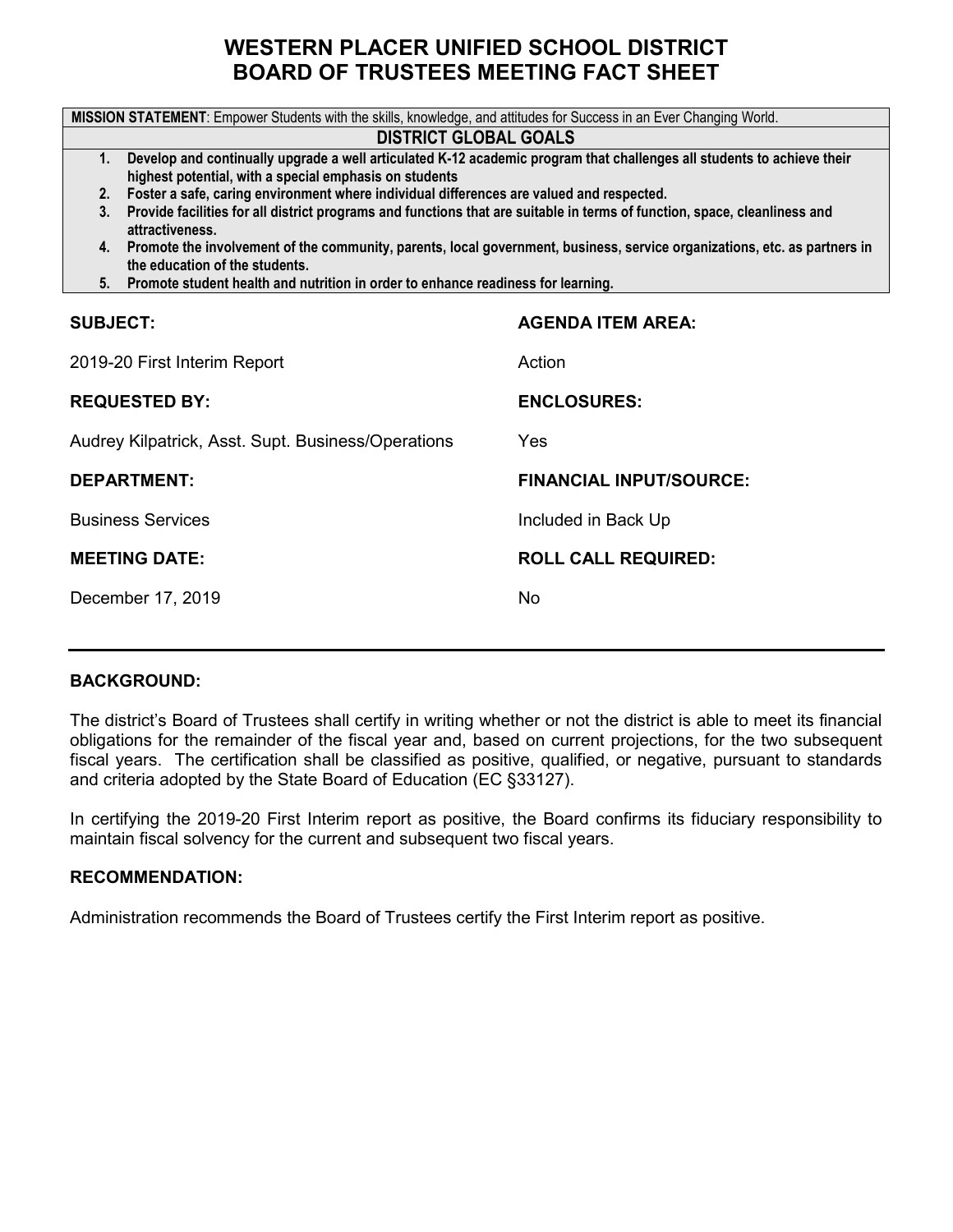# WESTERN PLACER UNIFIED SCHOOL DISTRICT
# BOARD OF TRUSTEES MEETING FACT SHEET

**MISSION STATEMENT**: Empower Students with the skills, knowledge, and attitudes for Success in an Ever Changing World.

**DISTRICT GLOBAL GOALS**

1. **Develop and continually upgrade a well articulated K-12 academic program that challenges all students to achieve their highest potential, with a special emphasis on students**
2. **Foster a safe, caring environment where individual differences are valued and respected.**
3. **Provide facilities for all district programs and functions that are suitable in terms of function, space, cleanliness and attractiveness.**
4. **Promote the involvement of the community, parents, local government, business, service organizations, etc. as partners in the education of the students.**
5. **Promote student health and nutrition in order to enhance readiness for learning.**

**SUBJECT:**

2019-20 First Interim Report

**AGENDA ITEM AREA:**

Action

**REQUESTED BY:**

Audrey Kilpatrick, Asst. Supt. Business/Operations

**ENCLOSURES:**

Yes

**DEPARTMENT:**

Business Services

**FINANCIAL INPUT/SOURCE:**

Included in Back Up

**MEETING DATE:**

December 17, 2019

**ROLL CALL REQUIRED:**

No

---

**BACKGROUND:**

The district's Board of Trustees shall certify in writing whether or not the district is able to meet its financial obligations for the remainder of the fiscal year and, based on current projections, for the two subsequent fiscal years. The certification shall be classified as positive, qualified, or negative, pursuant to standards and criteria adopted by the State Board of Education (EC §33127).

In certifying the 2019-20 First Interim report as positive, the Board confirms its fiduciary responsibility to maintain fiscal solvency for the current and subsequent two fiscal years.

**RECOMMENDATION:**

Administration recommends the Board of Trustees certify the First Interim report as positive.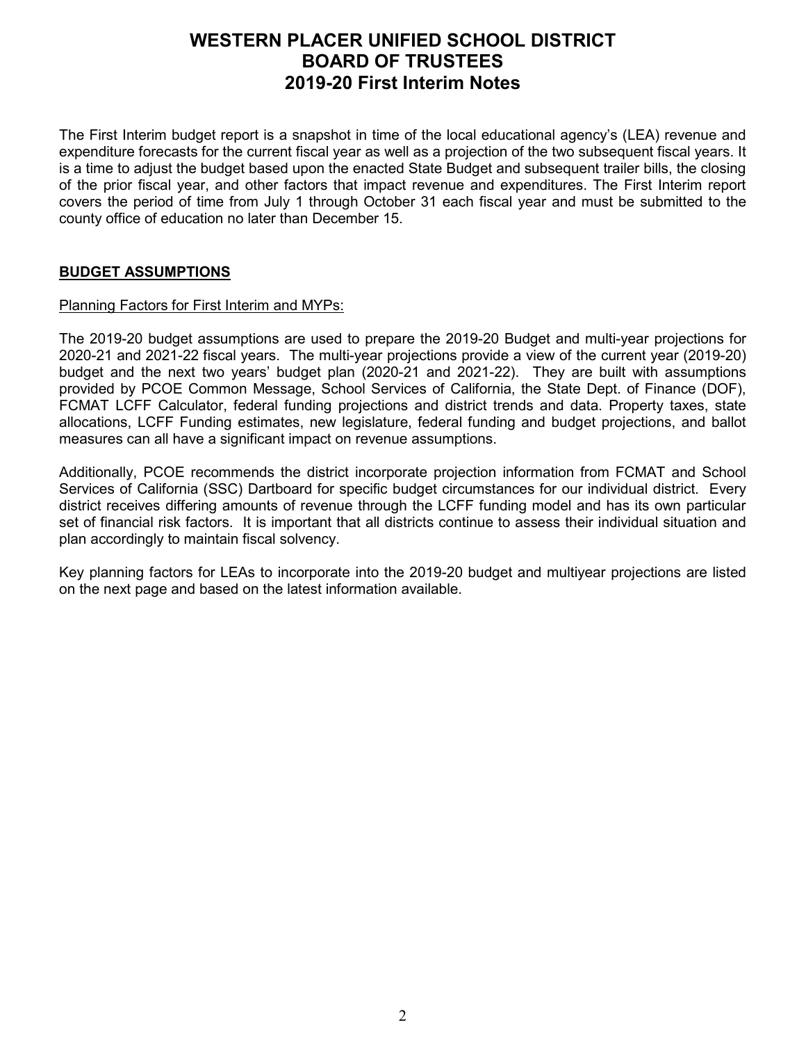# WESTERN PLACER UNIFIED SCHOOL DISTRICT BOARD OF TRUSTEES 2019-20 First Interim Notes

The First Interim budget report is a snapshot in time of the local educational agency's (LEA) revenue and expenditure forecasts for the current fiscal year as well as a projection of the two subsequent fiscal years. It is a time to adjust the budget based upon the enacted State Budget and subsequent trailer bills, the closing of the prior fiscal year, and other factors that impact revenue and expenditures. The First Interim report covers the period of time from July 1 through October 31 each fiscal year and must be submitted to the county office of education no later than December 15.

## BUDGET ASSUMPTIONS

Planning Factors for First Interim and MYPs:

The 2019-20 budget assumptions are used to prepare the 2019-20 Budget and multi-year projections for 2020-21 and 2021-22 fiscal years. The multi-year projections provide a view of the current year (2019-20) budget and the next two years' budget plan (2020-21 and 2021-22). They are built with assumptions provided by PCOE Common Message, School Services of California, the State Dept. of Finance (DOF), FCMAT LCFF Calculator, federal funding projections and district trends and data. Property taxes, state allocations, LCFF Funding estimates, new legislature, federal funding and budget projections, and ballot measures can all have a significant impact on revenue assumptions.

Additionally, PCOE recommends the district incorporate projection information from FCMAT and School Services of California (SSC) Dartboard for specific budget circumstances for our individual district. Every district receives differing amounts of revenue through the LCFF funding model and has its own particular set of financial risk factors. It is important that all districts continue to assess their individual situation and plan accordingly to maintain fiscal solvency.

Key planning factors for LEAs to incorporate into the 2019-20 budget and multiyear projections are listed on the next page and based on the latest information available.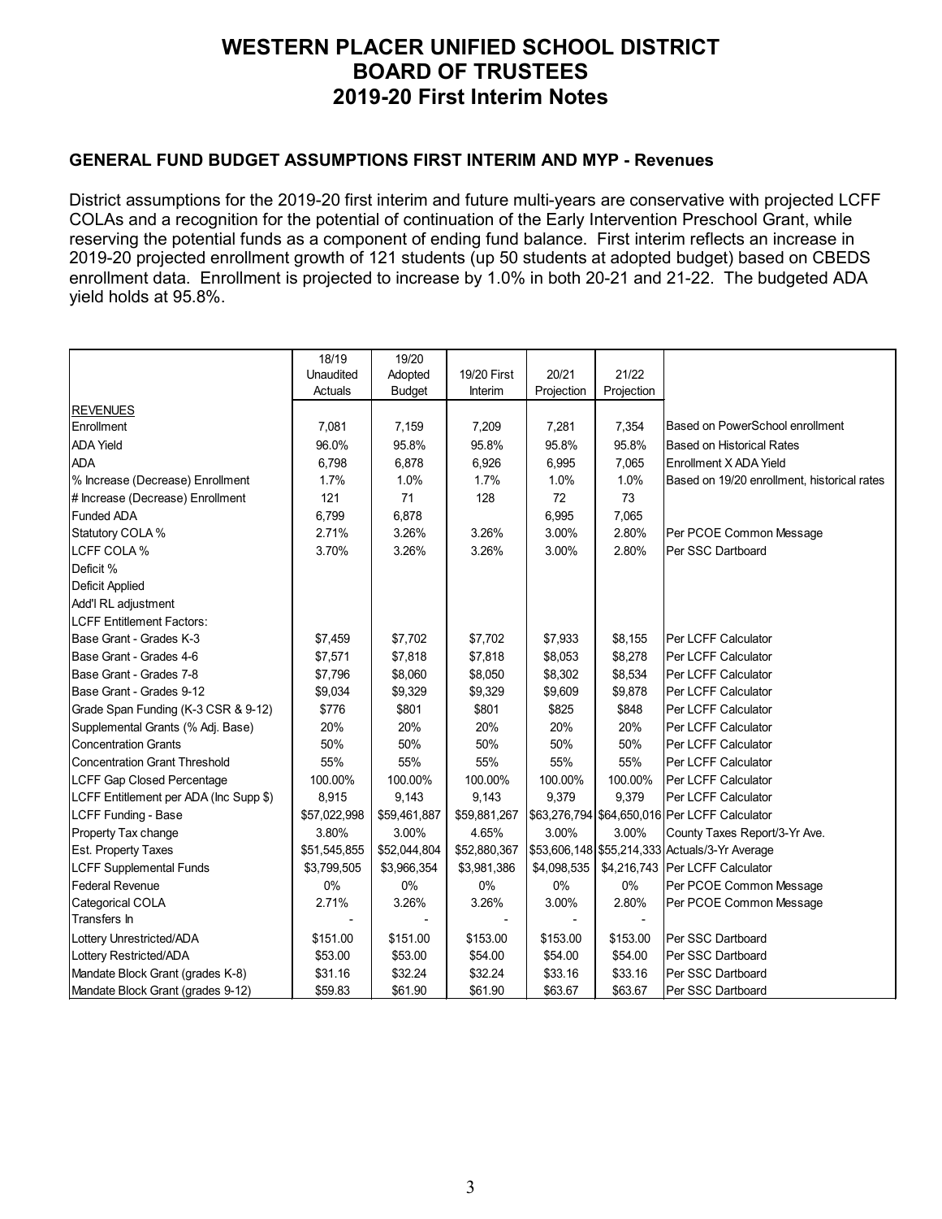# WESTERN PLACER UNIFIED SCHOOL DISTRICT
# BOARD OF TRUSTEES
# 2019-20 First Interim Notes

### GENERAL FUND BUDGET ASSUMPTIONS FIRST INTERIM AND MYP - Revenues

District assumptions for the 2019-20 first interim and future multi-years are conservative with projected LCFF COLAs and a recognition for the potential of continuation of the Early Intervention Preschool Grant, while reserving the potential funds as a component of ending fund balance. First interim reflects an increase in 2019-20 projected enrollment growth of 121 students (up 50 students at adopted budget) based on CBEDS enrollment data. Enrollment is projected to increase by 1.0% in both 20-21 and 21-22. The budgeted ADA yield holds at 95.8%.

| | 18/19 Unaudited Actuals | 19/20 Adopted Budget | 19/20 First Interim | 20/21 Projection | 21/22 Projection | |
|---|---|---|---|---|---|---|
| REVENUES | | | | | | |
| Enrollment | 7,081 | 7,159 | 7,209 | 7,281 | 7,354 | Based on PowerSchool enrollment |
| ADA Yield | 96.0% | 95.8% | 95.8% | 95.8% | 95.8% | Based on Historical Rates |
| ADA | 6,798 | 6,878 | 6,926 | 6,995 | 7,065 | Enrollment X ADA Yield |
| % Increase (Decrease) Enrollment | 1.7% | 1.0% | 1.7% | 1.0% | 1.0% | Based on 19/20 enrollment, historical rates |
| # Increase (Decrease) Enrollment | 121 | 71 | 128 | 72 | 73 | |
| Funded ADA | 6,799 | 6,878 | | 6,995 | 7,065 | |
| Statutory COLA % | 2.71% | 3.26% | 3.26% | 3.00% | 2.80% | Per PCOE Common Message |
| LCFF COLA % | 3.70% | 3.26% | 3.26% | 3.00% | 2.80% | Per SSC Dartboard |
| Deficit % | | | | | | |
| Deficit Applied | | | | | | |
| Add'l RL adjustment | | | | | | |
| LCFF Entitlement Factors: | | | | | | |
| Base Grant - Grades K-3 | $7,459 | $7,702 | $7,702 | $7,933 | $8,155 | Per LCFF Calculator |
| Base Grant - Grades 4-6 | $7,571 | $7,818 | $7,818 | $8,053 | $8,278 | Per LCFF Calculator |
| Base Grant - Grades 7-8 | $7,796 | $8,060 | $8,050 | $8,302 | $8,534 | Per LCFF Calculator |
| Base Grant - Grades 9-12 | $9,034 | $9,329 | $9,329 | $9,609 | $9,878 | Per LCFF Calculator |
| Grade Span Funding (K-3 CSR & 9-12) | $776 | $801 | $801 | $825 | $848 | Per LCFF Calculator |
| Supplemental Grants (% Adj. Base) | 20% | 20% | 20% | 20% | 20% | Per LCFF Calculator |
| Concentration Grants | 50% | 50% | 50% | 50% | 50% | Per LCFF Calculator |
| Concentration Grant Threshold | 55% | 55% | 55% | 55% | 55% | Per LCFF Calculator |
| LCFF Gap Closed Percentage | 100.00% | 100.00% | 100.00% | 100.00% | 100.00% | Per LCFF Calculator |
| LCFF Entitlement per ADA (Inc Supp $) | 8,915 | 9,143 | 9,143 | 9,379 | 9,379 | Per LCFF Calculator |
| LCFF Funding - Base | $57,022,998 | $59,461,887 | $59,881,267 | $63,276,794 | $64,650,016 | Per LCFF Calculator |
| Property Tax change | 3.80% | 3.00% | 4.65% | 3.00% | 3.00% | County Taxes Report/3-Yr Ave. |
| Est. Property Taxes | $51,545,855 | $52,044,804 | $52,880,367 | $53,606,148 | $55,214,333 | Actuals/3-Yr Average |
| LCFF Supplemental Funds | $3,799,505 | $3,966,354 | $3,981,386 | $4,098,535 | $4,216,743 | Per LCFF Calculator |
| Federal Revenue | 0% | 0% | 0% | 0% | 0% | Per PCOE Common Message |
| Categorical COLA | 2.71% | 3.26% | 3.26% | 3.00% | 2.80% | Per PCOE Common Message |
| Transfers In | - | - | - | - | - | |
| Lottery Unrestricted/ADA | $151.00 | $151.00 | $153.00 | $153.00 | $153.00 | Per SSC Dartboard |
| Lottery Restricted/ADA | $53.00 | $53.00 | $54.00 | $54.00 | $54.00 | Per SSC Dartboard |
| Mandate Block Grant (grades K-8) | $31.16 | $32.24 | $32.24 | $33.16 | $33.16 | Per SSC Dartboard |
| Mandate Block Grant (grades 9-12) | $59.83 | $61.90 | $61.90 | $63.67 | $63.67 | Per SSC Dartboard |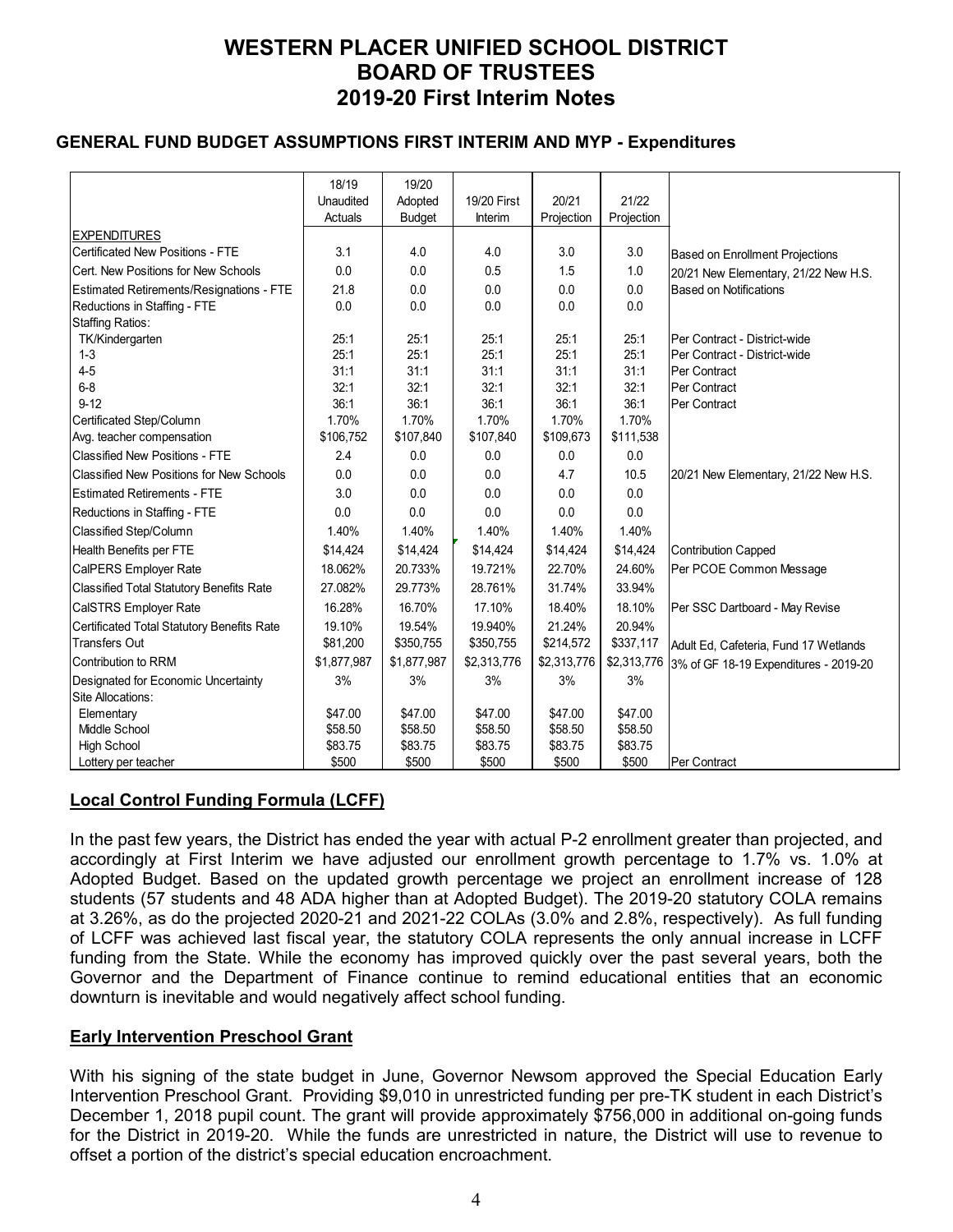# WESTERN PLACER UNIFIED SCHOOL DISTRICT
# BOARD OF TRUSTEES
# 2019-20 First Interim Notes

### GENERAL FUND BUDGET ASSUMPTIONS FIRST INTERIM AND MYP - Expenditures

| | 18/19 Unaudited Actuals | 19/20 Adopted Budget | 19/20 First Interim | 20/21 Projection | 21/22 Projection | |
|---|---|---|---|---|---|---|
| EXPENDITURES | | | | | | |
| Certificated New Positions - FTE | 3.1 | 4.0 | 4.0 | 3.0 | 3.0 | Based on Enrollment Projections |
| Cert. New Positions for New Schools | 0.0 | 0.0 | 0.5 | 1.5 | 1.0 | 20/21 New Elementary, 21/22 New H.S. |
| Estimated Retirements/Resignations - FTE | 21.8 | 0.0 | 0.0 | 0.0 | 0.0 | Based on Notifications |
| Reductions in Staffing - FTE | 0.0 | 0.0 | 0.0 | 0.0 | 0.0 | |
| Staffing Ratios: | | | | | | |
| TK/Kindergarten | 25:1 | 25:1 | 25:1 | 25:1 | 25:1 | Per Contract - District-wide |
| 1-3 | 25:1 | 25:1 | 25:1 | 25:1 | 25:1 | Per Contract - District-wide |
| 4-5 | 31:1 | 31:1 | 31:1 | 31:1 | 31:1 | Per Contract |
| 6-8 | 32:1 | 32:1 | 32:1 | 32:1 | 32:1 | Per Contract |
| 9-12 | 36:1 | 36:1 | 36:1 | 36:1 | 36:1 | Per Contract |
| Certificated Step/Column | 1.70% | 1.70% | 1.70% | 1.70% | 1.70% | |
| Avg. teacher compensation | $106,752 | $107,840 | $107,840 | $109,673 | $111,538 | |
| Classified New Positions - FTE | 2.4 | 0.0 | 0.0 | 0.0 | 0.0 | |
| Classified New Positions for New Schools | 0.0 | 0.0 | 0.0 | 4.7 | 10.5 | 20/21 New Elementary, 21/22 New H.S. |
| Estimated Retirements - FTE | 3.0 | 0.0 | 0.0 | 0.0 | 0.0 | |
| Reductions in Staffing - FTE | 0.0 | 0.0 | 0.0 | 0.0 | 0.0 | |
| Classified Step/Column | 1.40% | 1.40% | 1.40% | 1.40% | 1.40% | |
| Health Benefits per FTE | $14,424 | $14,424 | $14,424 | $14,424 | $14,424 | Contribution Capped |
| CalPERS Employer Rate | 18.062% | 20.733% | 19.721% | 22.70% | 24.60% | Per PCOE Common Message |
| Classified Total Statutory Benefits Rate | 27.082% | 29.773% | 28.761% | 31.74% | 33.94% | |
| CalSTRS Employer Rate | 16.28% | 16.70% | 17.10% | 18.40% | 18.10% | Per SSC Dartboard - May Revise |
| Certificated Total Statutory Benefits Rate | 19.10% | 19.54% | 19.940% | 21.24% | 20.94% | |
| Transfers Out | $81,200 | $350,755 | $350,755 | $214,572 | $337,117 | Adult Ed, Cafeteria, Fund 17 Wetlands |
| Contribution to RRM | $1,877,987 | $1,877,987 | $2,313,776 | $2,313,776 | $2,313,776 | 3% of GF 18-19 Expenditures - 2019-20 |
| Designated for Economic Uncertainty | 3% | 3% | 3% | 3% | 3% | |
| Site Allocations: | | | | | | |
| Elementary | $47.00 | $47.00 | $47.00 | $47.00 | $47.00 | |
| Middle School | $58.50 | $58.50 | $58.50 | $58.50 | $58.50 | |
| High School | $83.75 | $83.75 | $83.75 | $83.75 | $83.75 | |
| Lottery per teacher | $500 | $500 | $500 | $500 | $500 | Per Contract |

## Local Control Funding Formula (LCFF)

In the past few years, the District has ended the year with actual P-2 enrollment greater than projected, and accordingly at First Interim we have adjusted our enrollment growth percentage to 1.7% vs. 1.0% at Adopted Budget. Based on the updated growth percentage we project an enrollment increase of 128 students (57 students and 48 ADA higher than at Adopted Budget). The 2019-20 statutory COLA remains at 3.26%, as do the projected 2020-21 and 2021-22 COLAs (3.0% and 2.8%, respectively). As full funding of LCFF was achieved last fiscal year, the statutory COLA represents the only annual increase in LCFF funding from the State. While the economy has improved quickly over the past several years, both the Governor and the Department of Finance continue to remind educational entities that an economic downturn is inevitable and would negatively affect school funding.

## Early Intervention Preschool Grant

With his signing of the state budget in June, Governor Newsom approved the Special Education Early Intervention Preschool Grant. Providing $9,010 in unrestricted funding per pre-TK student in each District's December 1, 2018 pupil count. The grant will provide approximately $756,000 in additional on-going funds for the District in 2019-20. While the funds are unrestricted in nature, the District will use to revenue to offset a portion of the district's special education encroachment.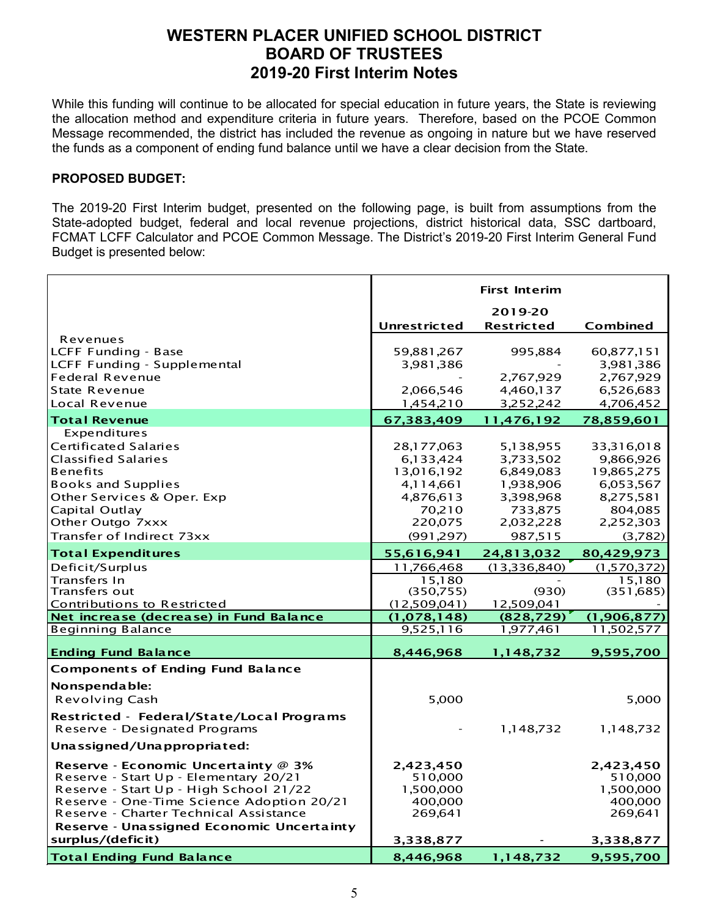# WESTERN PLACER UNIFIED SCHOOL DISTRICT
# BOARD OF TRUSTEES
# 2019-20 First Interim Notes

While this funding will continue to be allocated for special education in future years, the State is reviewing the allocation method and expenditure criteria in future years. Therefore, based on the PCOE Common Message recommended, the district has included the revenue as ongoing in nature but we have reserved the funds as a component of ending fund balance until we have a clear decision from the State.

**PROPOSED BUDGET:**

The 2019-20 First Interim budget, presented on the following page, is built from assumptions from the State-adopted budget, federal and local revenue projections, district historical data, SSC dartboard, FCMAT LCFF Calculator and PCOE Common Message. The District's 2019-20 First Interim General Fund Budget is presented below:

| | First Interim | | |
|---|---|---|---|
| | | 2019-20 | |
| | Unrestricted | Restricted | Combined |
| Revenues | | | |
| LCFF Funding - Base | 59,881,267 | 995,884 | 60,877,151 |
| LCFF Funding - Supplemental | 3,981,386 | - | 3,981,386 |
| Federal Revenue | - | 2,767,929 | 2,767,929 |
| State Revenue | 2,066,546 | 4,460,137 | 6,526,683 |
| Local Revenue | 1,454,210 | 3,252,242 | 4,706,452 |
| **Total Revenue** | **67,383,409** | **11,476,192** | **78,859,601** |
| Expenditures | | | |
| Certificated Salaries | 28,177,063 | 5,138,955 | 33,316,018 |
| Classified Salaries | 6,133,424 | 3,733,502 | 9,866,926 |
| Benefits | 13,016,192 | 6,849,083 | 19,865,275 |
| Books and Supplies | 4,114,661 | 1,938,906 | 6,053,567 |
| Other Services & Oper. Exp | 4,876,613 | 3,398,968 | 8,275,581 |
| Capital Outlay | 70,210 | 733,875 | 804,085 |
| Other Outgo 7xxx | 220,075 | 2,032,228 | 2,252,303 |
| Transfer of Indirect 73xx | (991,297) | 987,515 | (3,782) |
| **Total Expenditures** | **55,616,941** | **24,813,032** | **80,429,973** |
| Deficit/Surplus | 11,766,468 | (13,336,840) | (1,570,372) |
| Transfers In | 15,180 | - | 15,180 |
| Transfers out | (350,755) | (930) | (351,685) |
| Contributions to Restricted | (12,509,041) | 12,509,041 | - |
| **Net increase (decrease) in Fund Balance** | **(1,078,148)** | **(828,729)** | **(1,906,877)** |
| Beginning Balance | 9,525,116 | 1,977,461 | 11,502,577 |
| **Ending Fund Balance** | **8,446,968** | **1,148,732** | **9,595,700** |
| **Components of Ending Fund Balance** | | | |
| **Nonspendable:** | | | |
| Revolving Cash | 5,000 | | 5,000 |
| **Restricted - Federal/State/Local Programs** | | | |
| Reserve - Designated Programs | - | 1,148,732 | 1,148,732 |
| **Unassigned/Unappropriated:** | | | |
| **Reserve - Economic Uncertainty @ 3%** | **2,423,450** | | **2,423,450** |
| Reserve - Start Up - Elementary 20/21 | 510,000 | | 510,000 |
| Reserve - Start Up - High School 21/22 | 1,500,000 | | 1,500,000 |
| Reserve - One-Time Science Adoption 20/21 | 400,000 | | 400,000 |
| Reserve - Charter Technical Assistance | 269,641 | | 269,641 |
| **Reserve - Unassigned Economic Uncertainty surplus/(deficit)** | **3,338,877** | - | **3,338,877** |
| **Total Ending Fund Balance** | **8,446,968** | **1,148,732** | **9,595,700** |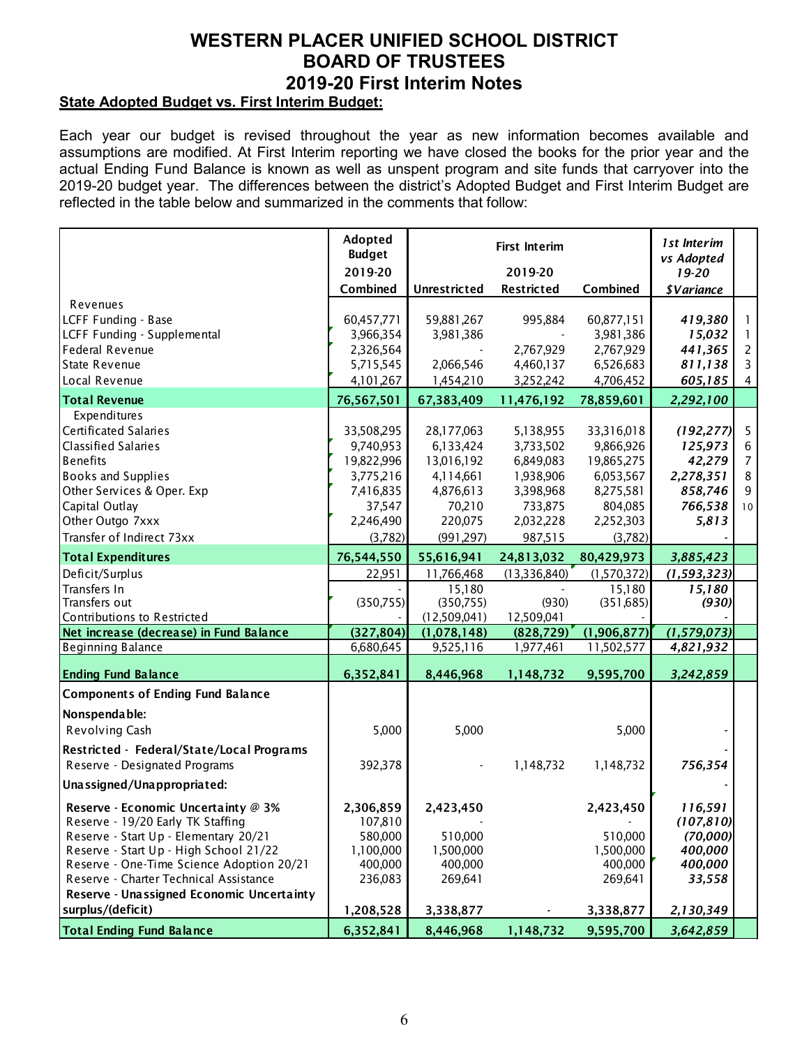# WESTERN PLACER UNIFIED SCHOOL DISTRICT
# BOARD OF TRUSTEES
# 2019-20 First Interim Notes

**State Adopted Budget vs. First Interim Budget:**

Each year our budget is revised throughout the year as new information becomes available and assumptions are modified. At First Interim reporting we have closed the books for the prior year and the actual Ending Fund Balance is known as well as unspent program and site funds that carryover into the 2019-20 budget year. The differences between the district's Adopted Budget and First Interim Budget are reflected in the table below and summarized in the comments that follow:

| | Adopted Budget 2019-20 | First Interim 2019-20 | | | *1st Interim vs Adopted 19-20* | |
|---|---|---|---|---|---|---|
| | Combined | Unrestricted | Restricted | Combined | *$Variance* | |
| Revenues | | | | | | |
| LCFF Funding - Base | 60,457,771 | 59,881,267 | 995,884 | 60,877,151 | *419,380* | 1 |
| LCFF Funding - Supplemental | 3,966,354 | 3,981,386 | - | 3,981,386 | *15,032* | 1 |
| Federal Revenue | 2,326,564 | - | 2,767,929 | 2,767,929 | *441,365* | 2 |
| State Revenue | 5,715,545 | 2,066,546 | 4,460,137 | 6,526,683 | *811,138* | 3 |
| Local Revenue | 4,101,267 | 1,454,210 | 3,252,242 | 4,706,452 | *605,185* | 4 |
| **Total Revenue** | **76,567,501** | **67,383,409** | **11,476,192** | **78,859,601** | ***2,292,100*** | |
| Expenditures | | | | | | |
| Certificated Salaries | 33,508,295 | 28,177,063 | 5,138,955 | 33,316,018 | *(192,277)* | 5 |
| Classified Salaries | 9,740,953 | 6,133,424 | 3,733,502 | 9,866,926 | *125,973* | 6 |
| Benefits | 19,822,996 | 13,016,192 | 6,849,083 | 19,865,275 | *42,279* | 7 |
| Books and Supplies | 3,775,216 | 4,114,661 | 1,938,906 | 6,053,567 | *2,278,351* | 8 |
| Other Services & Oper. Exp | 7,416,835 | 4,876,613 | 3,398,968 | 8,275,581 | *858,746* | 9 |
| Capital Outlay | 37,547 | 70,210 | 733,875 | 804,085 | *766,538* | 10 |
| Other Outgo 7xxx | 2,246,490 | 220,075 | 2,032,228 | 2,252,303 | *5,813* | |
| Transfer of Indirect 73xx | (3,782) | (991,297) | 987,515 | (3,782) | - | |
| **Total Expenditures** | **76,544,550** | **55,616,941** | **24,813,032** | **80,429,973** | ***3,885,423*** | |
| Deficit/Surplus | 22,951 | 11,766,468 | (13,336,840) | (1,570,372) | *(1,593,323)* | |
| Transfers In | - | 15,180 | - | 15,180 | *15,180* | |
| Transfers out | (350,755) | (350,755) | (930) | (351,685) | *(930)* | |
| Contributions to Restricted | - | (12,509,041) | 12,509,041 | - | - | |
| **Net increase (decrease) in Fund Balance** | **(327,804)** | **(1,078,148)** | **(828,729)** | **(1,906,877)** | ***(1,579,073)*** | |
| Beginning Balance | 6,680,645 | 9,525,116 | 1,977,461 | 11,502,577 | *4,821,932* | |
| **Ending Fund Balance** | **6,352,841** | **8,446,968** | **1,148,732** | **9,595,700** | ***3,242,859*** | |
| **Components of Ending Fund Balance** | | | | | | |
| **Nonspendable:** | | | | | | |
| Revolving Cash | 5,000 | 5,000 | | 5,000 | - | |
| **Restricted - Federal/State/Local Programs** | | | | | - | |
| Reserve - Designated Programs | 392,378 | - | 1,148,732 | 1,148,732 | *756,354* | |
| **Unassigned/Unappropriated:** | | | | | - | |
| **Reserve - Economic Uncertainty @ 3%** | **2,306,859** | **2,423,450** | | **2,423,450** | ***116,591*** | |
| Reserve - 19/20 Early TK Staffing | 107,810 | - | | - | *(107,810)* | |
| Reserve - Start Up - Elementary 20/21 | 580,000 | 510,000 | | 510,000 | *(70,000)* | |
| Reserve - Start Up - High School 21/22 | 1,100,000 | 1,500,000 | | 1,500,000 | *400,000* | |
| Reserve - One-Time Science Adoption 20/21 | 400,000 | 400,000 | | 400,000 | *400,000* | |
| Reserve - Charter Technical Assistance | 236,083 | 269,641 | | 269,641 | *33,558* | |
| **Reserve - Unassigned Economic Uncertainty surplus/(deficit)** | **1,208,528** | **3,338,877** | **-** | **3,338,877** | ***2,130,349*** | |
| **Total Ending Fund Balance** | **6,352,841** | **8,446,968** | **1,148,732** | **9,595,700** | ***3,642,859*** | |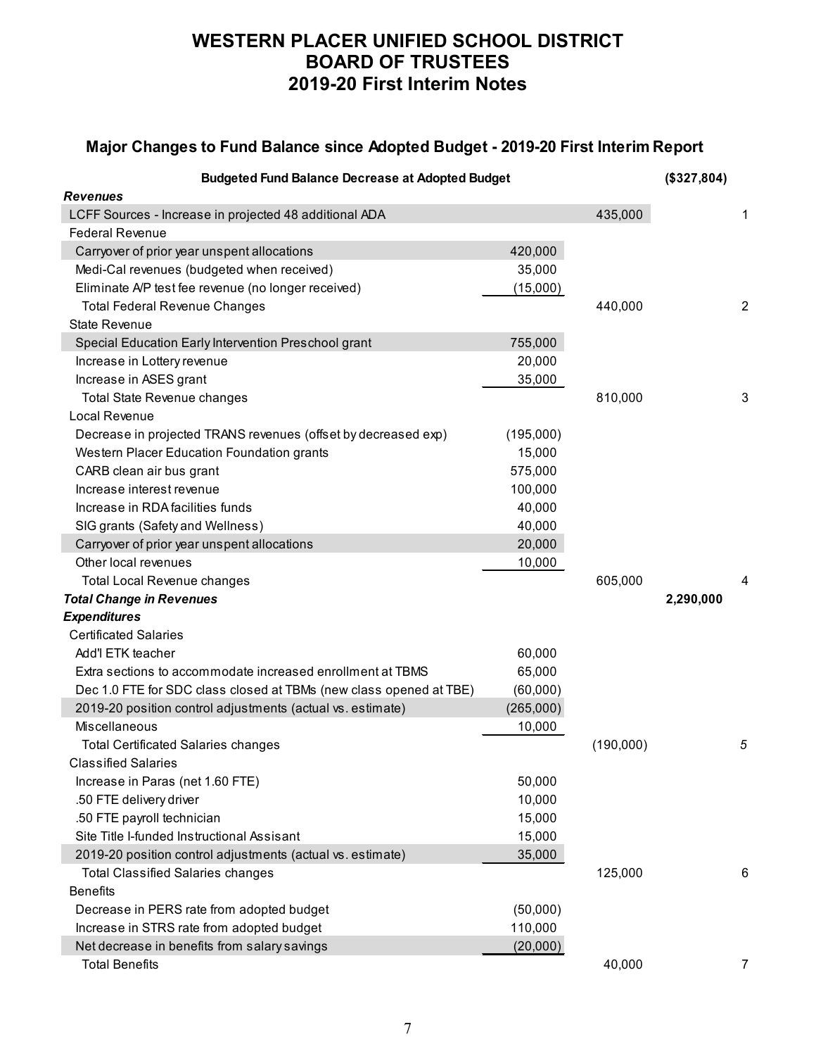# WESTERN PLACER UNIFIED SCHOOL DISTRICT
# BOARD OF TRUSTEES
# 2019-20 First Interim Notes

## Major Changes to Fund Balance since Adopted Budget - 2019-20 First Interim Report

| Item | Detail | Subtotal | Total | Note |
|---|---|---|---|---|
| **Budgeted Fund Balance Decrease at Adopted Budget** | | | **($327,804)** | |
| ***Revenues*** | | | | |
| LCFF Sources - Increase in projected 48 additional ADA | | 435,000 | | 1 |
| Federal Revenue | | | | |
| Carryover of prior year unspent allocations | 420,000 | | | |
| Medi-Cal revenues (budgeted when received) | 35,000 | | | |
| Eliminate A/P test fee revenue (no longer received) | (15,000) | | | |
| Total Federal Revenue Changes | | 440,000 | | 2 |
| State Revenue | | | | |
| Special Education Early Intervention Preschool grant | 755,000 | | | |
| Increase in Lottery revenue | 20,000 | | | |
| Increase in ASES grant | 35,000 | | | |
| Total State Revenue changes | | 810,000 | | 3 |
| Local Revenue | | | | |
| Decrease in projected TRANS revenues (offset by decreased exp) | (195,000) | | | |
| Western Placer Education Foundation grants | 15,000 | | | |
| CARB clean air bus grant | 575,000 | | | |
| Increase interest revenue | 100,000 | | | |
| Increase in RDA facilities funds | 40,000 | | | |
| SIG grants (Safety and Wellness) | 40,000 | | | |
| Carryover of prior year unspent allocations | 20,000 | | | |
| Other local revenues | 10,000 | | | |
| Total Local Revenue changes | | 605,000 | | 4 |
| ***Total Change in Revenues*** | | | **2,290,000** | |
| ***Expenditures*** | | | | |
| Certificated Salaries | | | | |
| Add'l ETK teacher | 60,000 | | | |
| Extra sections to accommodate increased enrollment at TBMS | 65,000 | | | |
| Dec 1.0 FTE for SDC class closed at TBMs (new class opened at TBE) | (60,000) | | | |
| 2019-20 position control adjustments (actual vs. estimate) | (265,000) | | | |
| Miscellaneous | 10,000 | | | |
| Total Certificated Salaries changes | | (190,000) | | *5* |
| Classified Salaries | | | | |
| Increase in Paras (net 1.60 FTE) | 50,000 | | | |
| .50 FTE delivery driver | 10,000 | | | |
| .50 FTE payroll technician | 15,000 | | | |
| Site Title I-funded Instructional Assisant | 15,000 | | | |
| 2019-20 position control adjustments (actual vs. estimate) | 35,000 | | | |
| Total Classified Salaries changes | | 125,000 | | 6 |
| Benefits | | | | |
| Decrease in PERS rate from adopted budget | (50,000) | | | |
| Increase in STRS rate from adopted budget | 110,000 | | | |
| Net decrease in benefits from salary savings | (20,000) | | | |
| Total Benefits | | 40,000 | | 7 |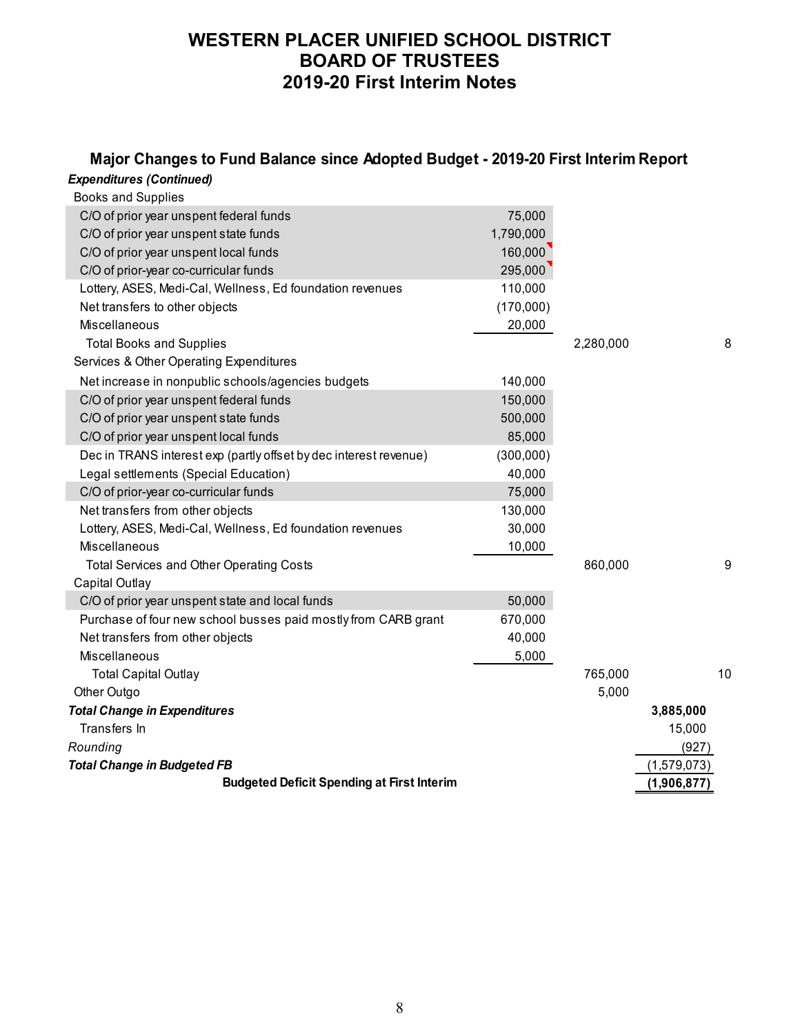# WESTERN PLACER UNIFIED SCHOOL DISTRICT
# BOARD OF TRUSTEES
# 2019-20 First Interim Notes

## Major Changes to Fund Balance since Adopted Budget - 2019-20 First Interim Report

| | | | | |
|---|---|---|---|---|
| ***Expenditures (Continued)*** | | | | |
| Books and Supplies | | | | |
| C/O of prior year unspent federal funds | 75,000 | | | |
| C/O of prior year unspent state funds | 1,790,000 | | | |
| C/O of prior year unspent local funds | 160,000 | | | |
| C/O of prior-year co-curricular funds | 295,000 | | | |
| Lottery, ASES, Medi-Cal, Wellness, Ed foundation revenues | 110,000 | | | |
| Net transfers to other objects | (170,000) | | | |
| Miscellaneous | 20,000 | | | |
| Total Books and Supplies | | 2,280,000 | | 8 |
| Services & Other Operating Expenditures | | | | |
| Net increase in nonpublic schools/agencies budgets | 140,000 | | | |
| C/O of prior year unspent federal funds | 150,000 | | | |
| C/O of prior year unspent state funds | 500,000 | | | |
| C/O of prior year unspent local funds | 85,000 | | | |
| Dec in TRANS interest exp (partly offset by dec interest revenue) | (300,000) | | | |
| Legal settlements (Special Education) | 40,000 | | | |
| C/O of prior-year co-curricular funds | 75,000 | | | |
| Net transfers from other objects | 130,000 | | | |
| Lottery, ASES, Medi-Cal, Wellness, Ed foundation revenues | 30,000 | | | |
| Miscellaneous | 10,000 | | | |
| Total Services and Other Operating Costs | | 860,000 | | 9 |
| Capital Outlay | | | | |
| C/O of prior year unspent state and local funds | 50,000 | | | |
| Purchase of four new school busses paid mostly from CARB grant | 670,000 | | | |
| Net transfers from other objects | 40,000 | | | |
| Miscellaneous | 5,000 | | | |
| Total Capital Outlay | | 765,000 | | 10 |
| Other Outgo | | 5,000 | | |
| ***Total Change in Expenditures*** | | | **3,885,000** | |
| Transfers In | | | 15,000 | |
| *Rounding* | | | (927) | |
| ***Total Change in Budgeted FB*** | | | (1,579,073) | |
| **Budgeted Deficit Spending at First Interim** | | | **(1,906,877)** | |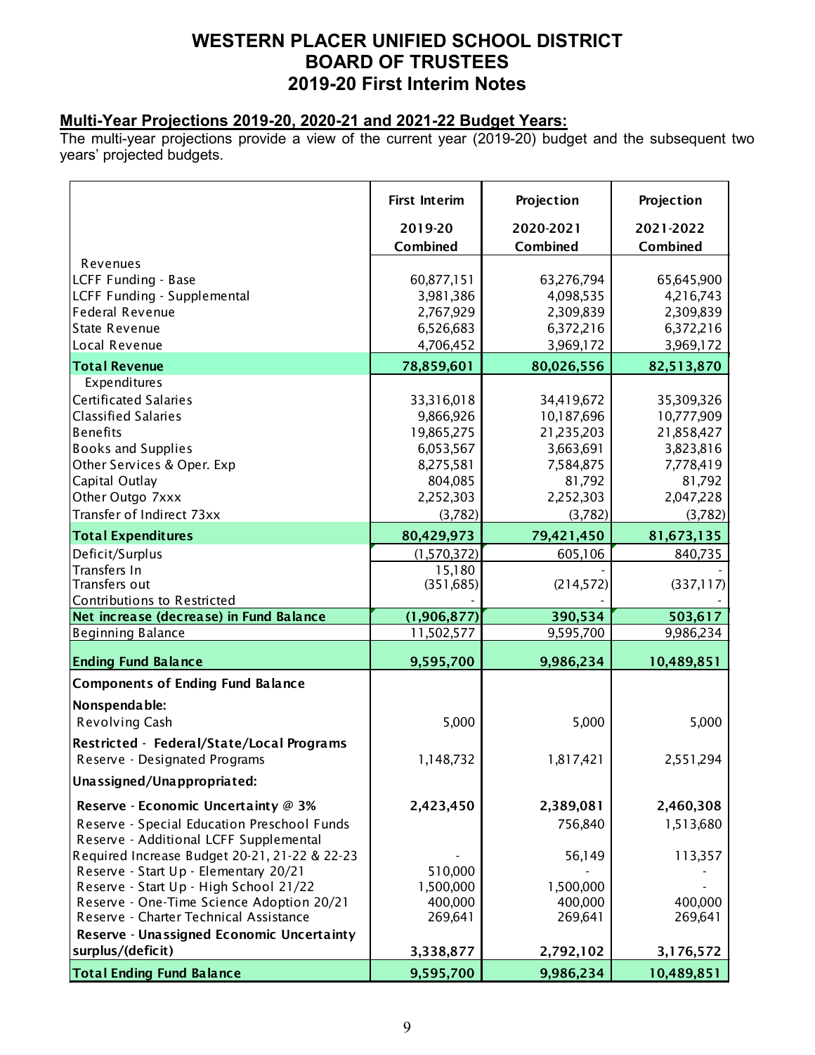# WESTERN PLACER UNIFIED SCHOOL DISTRICT
# BOARD OF TRUSTEES
# 2019-20 First Interim Notes

## Multi-Year Projections 2019-20, 2020-21 and 2021-22 Budget Years:

The multi-year projections provide a view of the current year (2019-20) budget and the subsequent two years' projected budgets.

| | First Interim 2019-20 Combined | Projection 2020-2021 Combined | Projection 2021-2022 Combined |
|---|---|---|---|
| Revenues | | | |
| LCFF Funding - Base | 60,877,151 | 63,276,794 | 65,645,900 |
| LCFF Funding - Supplemental | 3,981,386 | 4,098,535 | 4,216,743 |
| Federal Revenue | 2,767,929 | 2,309,839 | 2,309,839 |
| State Revenue | 6,526,683 | 6,372,216 | 6,372,216 |
| Local Revenue | 4,706,452 | 3,969,172 | 3,969,172 |
| **Total Revenue** | **78,859,601** | **80,026,556** | **82,513,870** |
| Expenditures | | | |
| Certificated Salaries | 33,316,018 | 34,419,672 | 35,309,326 |
| Classified Salaries | 9,866,926 | 10,187,696 | 10,777,909 |
| Benefits | 19,865,275 | 21,235,203 | 21,858,427 |
| Books and Supplies | 6,053,567 | 3,663,691 | 3,823,816 |
| Other Services & Oper. Exp | 8,275,581 | 7,584,875 | 7,778,419 |
| Capital Outlay | 804,085 | 81,792 | 81,792 |
| Other Outgo 7xxx | 2,252,303 | 2,252,303 | 2,047,228 |
| Transfer of Indirect 73xx | (3,782) | (3,782) | (3,782) |
| **Total Expenditures** | **80,429,973** | **79,421,450** | **81,673,135** |
| Deficit/Surplus | (1,570,372) | 605,106 | 840,735 |
| Transfers In | 15,180 | - | - |
| Transfers out | (351,685) | (214,572) | (337,117) |
| Contributions to Restricted | - | - | - |
| **Net increase (decrease) in Fund Balance** | **(1,906,877)** | **390,534** | **503,617** |
| Beginning Balance | 11,502,577 | 9,595,700 | 9,986,234 |
| **Ending Fund Balance** | **9,595,700** | **9,986,234** | **10,489,851** |
| **Components of Ending Fund Balance** | | | |
| **Nonspendable:** | | | |
| Revolving Cash | 5,000 | 5,000 | 5,000 |
| **Restricted - Federal/State/Local Programs** | | | |
| Reserve - Designated Programs | 1,148,732 | 1,817,421 | 2,551,294 |
| **Unassigned/Unappropriated:** | | | |
| **Reserve - Economic Uncertainty @ 3%** | **2,423,450** | **2,389,081** | **2,460,308** |
| Reserve - Special Education Preschool Funds | | 756,840 | 1,513,680 |
| Reserve - Additional LCFF Supplemental Required Increase Budget 20-21, 21-22 & 22-23 | - | 56,149 | 113,357 |
| Reserve - Start Up - Elementary 20/21 | 510,000 | - | - |
| Reserve - Start Up - High School 21/22 | 1,500,000 | 1,500,000 | - |
| Reserve - One-Time Science Adoption 20/21 | 400,000 | 400,000 | 400,000 |
| Reserve - Charter Technical Assistance | 269,641 | 269,641 | 269,641 |
| **Reserve - Unassigned Economic Uncertainty surplus/(deficit)** | **3,338,877** | **2,792,102** | **3,176,572** |
| **Total Ending Fund Balance** | **9,595,700** | **9,986,234** | **10,489,851** |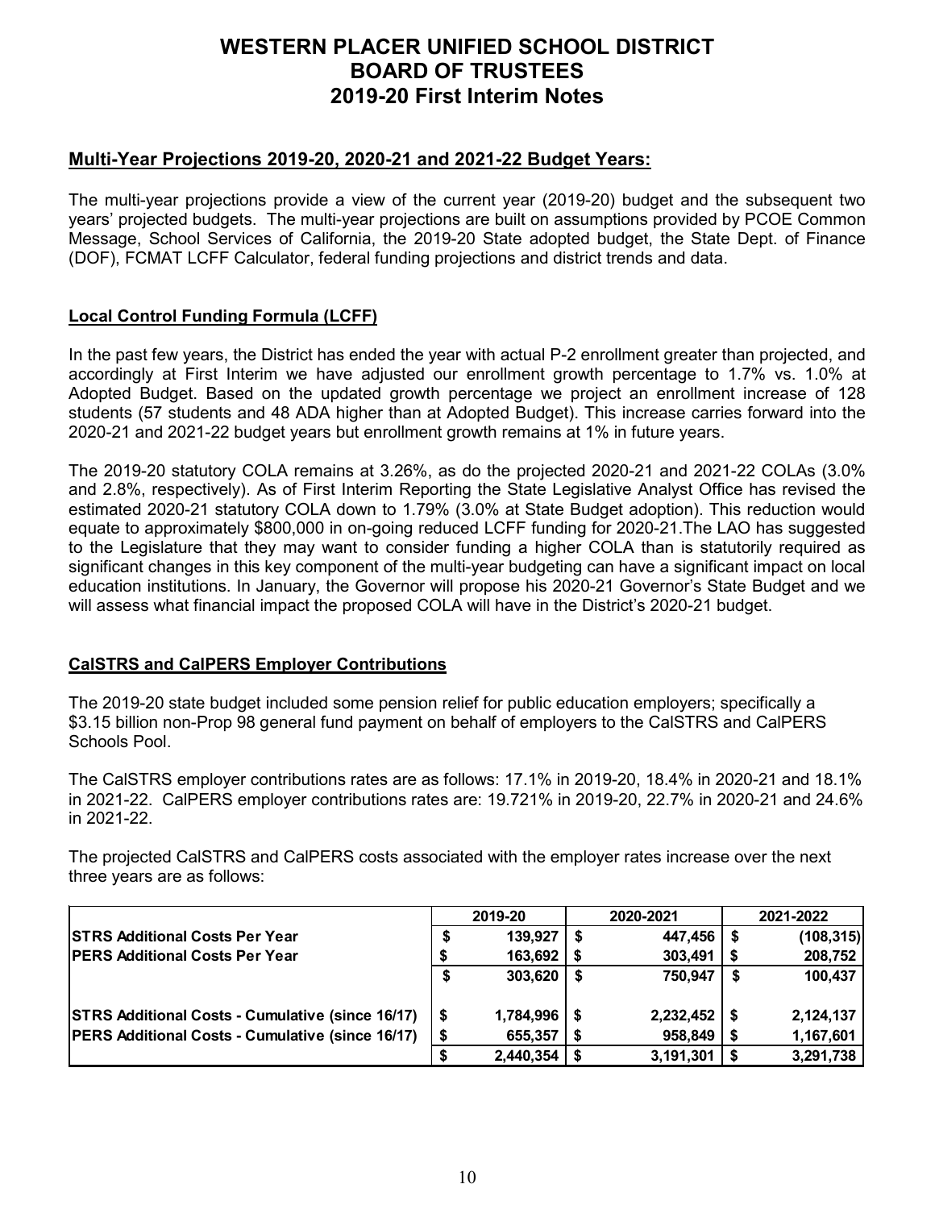# WESTERN PLACER UNIFIED SCHOOL DISTRICT
# BOARD OF TRUSTEES
# 2019-20 First Interim Notes

## Multi-Year Projections 2019-20, 2020-21 and 2021-22 Budget Years:

The multi-year projections provide a view of the current year (2019-20) budget and the subsequent two years' projected budgets. The multi-year projections are built on assumptions provided by PCOE Common Message, School Services of California, the 2019-20 State adopted budget, the State Dept. of Finance (DOF), FCMAT LCFF Calculator, federal funding projections and district trends and data.

### Local Control Funding Formula (LCFF)

In the past few years, the District has ended the year with actual P-2 enrollment greater than projected, and accordingly at First Interim we have adjusted our enrollment growth percentage to 1.7% vs. 1.0% at Adopted Budget. Based on the updated growth percentage we project an enrollment increase of 128 students (57 students and 48 ADA higher than at Adopted Budget). This increase carries forward into the 2020-21 and 2021-22 budget years but enrollment growth remains at 1% in future years.

The 2019-20 statutory COLA remains at 3.26%, as do the projected 2020-21 and 2021-22 COLAs (3.0% and 2.8%, respectively). As of First Interim Reporting the State Legislative Analyst Office has revised the estimated 2020-21 statutory COLA down to 1.79% (3.0% at State Budget adoption). This reduction would equate to approximately $800,000 in on-going reduced LCFF funding for 2020-21.The LAO has suggested to the Legislature that they may want to consider funding a higher COLA than is statutorily required as significant changes in this key component of the multi-year budgeting can have a significant impact on local education institutions. In January, the Governor will propose his 2020-21 Governor's State Budget and we will assess what financial impact the proposed COLA will have in the District's 2020-21 budget.

### CalSTRS and CalPERS Employer Contributions

The 2019-20 state budget included some pension relief for public education employers; specifically a $3.15 billion non-Prop 98 general fund payment on behalf of employers to the CalSTRS and CalPERS Schools Pool.

The CalSTRS employer contributions rates are as follows: 17.1% in 2019-20, 18.4% in 2020-21 and 18.1% in 2021-22. CalPERS employer contributions rates are: 19.721% in 2019-20, 22.7% in 2020-21 and 24.6% in 2021-22.

The projected CalSTRS and CalPERS costs associated with the employer rates increase over the next three years are as follows:

| | 2019-20 | 2020-2021 | 2021-2022 |
|---|---|---|---|
| **STRS Additional Costs Per Year** | **$ 139,927** | **$ 447,456** | **$ (108,315)** |
| **PERS Additional Costs Per Year** | **$ 163,692** | **$ 303,491** | **$ 208,752** |
| | **$ 303,620** | **$ 750,947** | **$ 100,437** |
| **STRS Additional Costs - Cumulative (since 16/17)** | **$ 1,784,996** | **$ 2,232,452** | **$ 2,124,137** |
| **PERS Additional Costs - Cumulative (since 16/17)** | **$ 655,357** | **$ 958,849** | **$ 1,167,601** |
| | **$ 2,440,354** | **$ 3,191,301** | **$ 3,291,738** |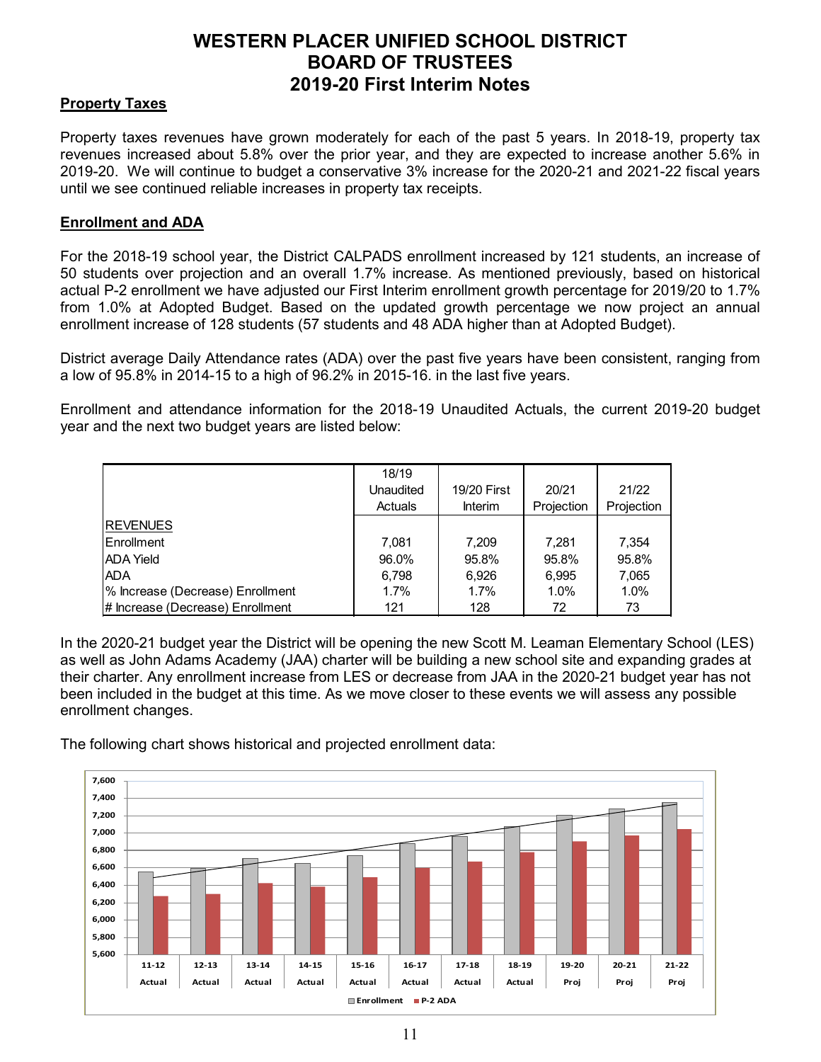# WESTERN PLACER UNIFIED SCHOOL DISTRICT
# BOARD OF TRUSTEES
# 2019-20 First Interim Notes

**Property Taxes**

Property taxes revenues have grown moderately for each of the past 5 years. In 2018-19, property tax revenues increased about 5.8% over the prior year, and they are expected to increase another 5.6% in 2019-20. We will continue to budget a conservative 3% increase for the 2020-21 and 2021-22 fiscal years until we see continued reliable increases in property tax receipts.

**Enrollment and ADA**

For the 2018-19 school year, the District CALPADS enrollment increased by 121 students, an increase of 50 students over projection and an overall 1.7% increase. As mentioned previously, based on historical actual P-2 enrollment we have adjusted our First Interim enrollment growth percentage for 2019/20 to 1.7% from 1.0% at Adopted Budget. Based on the updated growth percentage we now project an annual enrollment increase of 128 students (57 students and 48 ADA higher than at Adopted Budget).

District average Daily Attendance rates (ADA) over the past five years have been consistent, ranging from a low of 95.8% in 2014-15 to a high of 96.2% in 2015-16. in the last five years.

Enrollment and attendance information for the 2018-19 Unaudited Actuals, the current 2019-20 budget year and the next two budget years are listed below:

| | 18/19 Unaudited Actuals | 19/20 First Interim | 20/21 Projection | 21/22 Projection |
|---|---|---|---|---|
| REVENUES | | | | |
| Enrollment | 7,081 | 7,209 | 7,281 | 7,354 |
| ADA Yield | 96.0% | 95.8% | 95.8% | 95.8% |
| ADA | 6,798 | 6,926 | 6,995 | 7,065 |
| % Increase (Decrease) Enrollment | 1.7% | 1.7% | 1.0% | 1.0% |
| # Increase (Decrease) Enrollment | 121 | 128 | 72 | 73 |

In the 2020-21 budget year the District will be opening the new Scott M. Leaman Elementary School (LES) as well as John Adams Academy (JAA) charter will be building a new school site and expanding grades at their charter. Any enrollment increase from LES or decrease from JAA in the 2020-21 budget year has not been included in the budget at this time. As we move closer to these events we will assess any possible enrollment changes.

The following chart shows historical and projected enrollment data: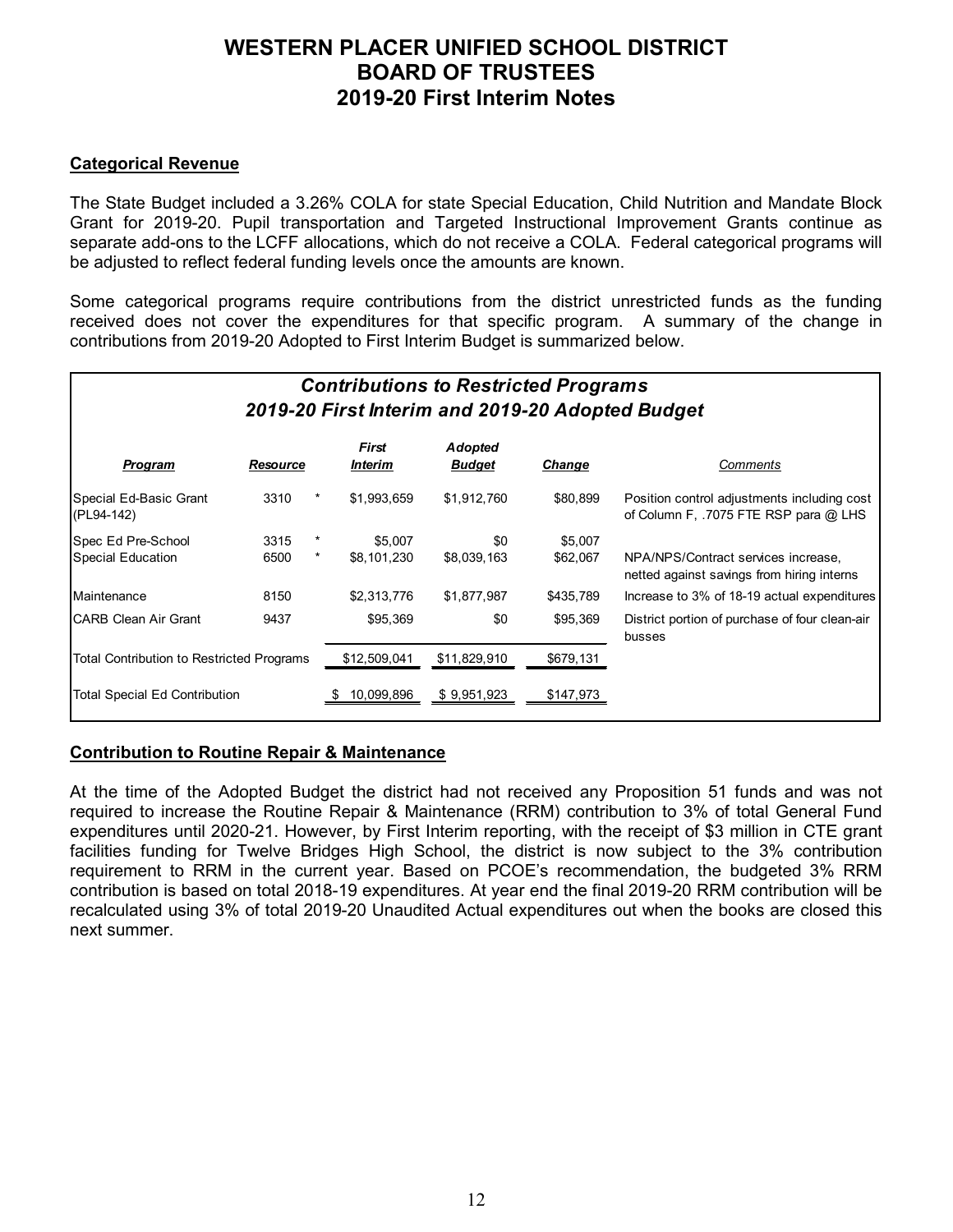# WESTERN PLACER UNIFIED SCHOOL DISTRICT
# BOARD OF TRUSTEES
# 2019-20 First Interim Notes

**Categorical Revenue**

The State Budget included a 3.26% COLA for state Special Education, Child Nutrition and Mandate Block Grant for 2019-20. Pupil transportation and Targeted Instructional Improvement Grants continue as separate add-ons to the LCFF allocations, which do not receive a COLA. Federal categorical programs will be adjusted to reflect federal funding levels once the amounts are known.

Some categorical programs require contributions from the district unrestricted funds as the funding received does not cover the expenditures for that specific program. A summary of the change in contributions from 2019-20 Adopted to First Interim Budget is summarized below.

***Contributions to Restricted Programs***
***2019-20 First Interim and 2019-20 Adopted Budget***

| *Program* | *Resource* | | *First Interim* | *Adopted Budget* | *Change* | *Comments* |
|---|---|---|---|---|---|---|
| Special Ed-Basic Grant (PL94-142) | 3310 | * | $1,993,659 | $1,912,760 | $80,899 | Position control adjustments including cost of Column F, .7075 FTE RSP para @ LHS |
| Spec Ed Pre-School | 3315 | * | $5,007 | $0 | $5,007 | |
| Special Education | 6500 | * | $8,101,230 | $8,039,163 | $62,067 | NPA/NPS/Contract services increase, netted against savings from hiring interns |
| Maintenance | 8150 | | $2,313,776 | $1,877,987 | $435,789 | Increase to 3% of 18-19 actual expenditures |
| CARB Clean Air Grant | 9437 | | $95,369 | $0 | $95,369 | District portion of purchase of four clean-air busses |
| Total Contribution to Restricted Programs | | | $12,509,041 | $11,829,910 | $679,131 | |
| Total Special Ed Contribution | | | $ 10,099,896 | $ 9,951,923 | $147,973 | |

**Contribution to Routine Repair & Maintenance**

At the time of the Adopted Budget the district had not received any Proposition 51 funds and was not required to increase the Routine Repair & Maintenance (RRM) contribution to 3% of total General Fund expenditures until 2020-21. However, by First Interim reporting, with the receipt of $3 million in CTE grant facilities funding for Twelve Bridges High School, the district is now subject to the 3% contribution requirement to RRM in the current year. Based on PCOE's recommendation, the budgeted 3% RRM contribution is based on total 2018-19 expenditures. At year end the final 2019-20 RRM contribution will be recalculated using 3% of total 2019-20 Unaudited Actual expenditures out when the books are closed this next summer.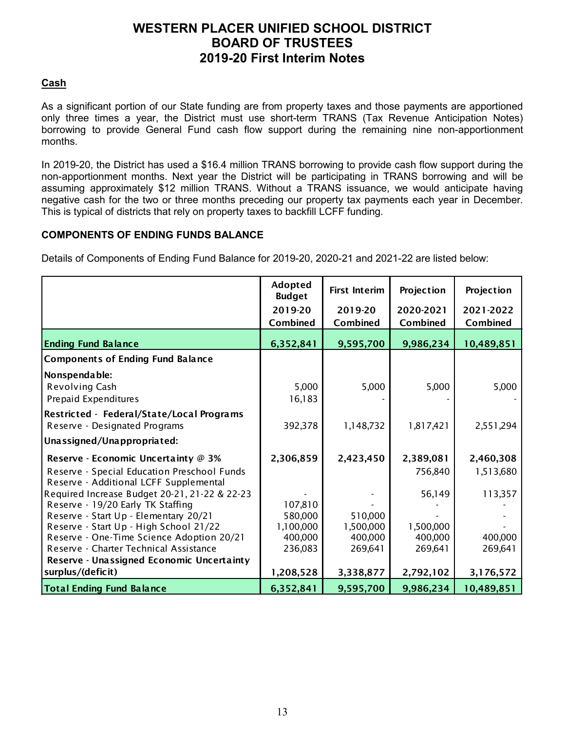# WESTERN PLACER UNIFIED SCHOOL DISTRICT
# BOARD OF TRUSTEES
# 2019-20 First Interim Notes

## Cash

As a significant portion of our State funding are from property taxes and those payments are apportioned only three times a year, the District must use short-term TRANS (Tax Revenue Anticipation Notes) borrowing to provide General Fund cash flow support during the remaining nine non-apportionment months.

In 2019-20, the District has used a $16.4 million TRANS borrowing to provide cash flow support during the non-apportionment months. Next year the District will be participating in TRANS borrowing and will be assuming approximately $12 million TRANS. Without a TRANS issuance, we would anticipate having negative cash for the two or three months preceding our property tax payments each year in December. This is typical of districts that rely on property taxes to backfill LCFF funding.

## COMPONENTS OF ENDING FUNDS BALANCE

Details of Components of Ending Fund Balance for 2019-20, 2020-21 and 2021-22 are listed below:

| | Adopted Budget 2019-20 Combined | First Interim 2019-20 Combined | Projection 2020-2021 Combined | Projection 2021-2022 Combined |
|---|---|---|---|---|
| **Ending Fund Balance** | **6,352,841** | **9,595,700** | **9,986,234** | **10,489,851** |
| **Components of Ending Fund Balance** | | | | |
| **Nonspendable:** | | | | |
| Revolving Cash | 5,000 | 5,000 | 5,000 | 5,000 |
| Prepaid Expenditures | 16,183 | - | - | - |
| **Restricted - Federal/State/Local Programs** | | | | |
| Reserve - Designated Programs | 392,378 | 1,148,732 | 1,817,421 | 2,551,294 |
| **Unassigned/Unappropriated:** | | | | |
| **Reserve - Economic Uncertainty @ 3%** | **2,306,859** | **2,423,450** | **2,389,081** | **2,460,308** |
| Reserve - Special Education Preschool Funds | | | 756,840 | 1,513,680 |
| Reserve - Additional LCFF Supplemental Required Increase Budget 20-21, 21-22 & 22-23 | - | - | 56,149 | 113,357 |
| Reserve - 19/20 Early TK Staffing | 107,810 | - | - | - |
| Reserve - Start Up - Elementary 20/21 | 580,000 | 510,000 | - | - |
| Reserve - Start Up - High School 21/22 | 1,100,000 | 1,500,000 | 1,500,000 | - |
| Reserve - One-Time Science Adoption 20/21 | 400,000 | 400,000 | 400,000 | 400,000 |
| Reserve - Charter Technical Assistance | 236,083 | 269,641 | 269,641 | 269,641 |
| **Reserve - Unassigned Economic Uncertainty surplus/(deficit)** | **1,208,528** | **3,338,877** | **2,792,102** | **3,176,572** |
| **Total Ending Fund Balance** | **6,352,841** | **9,595,700** | **9,986,234** | **10,489,851** |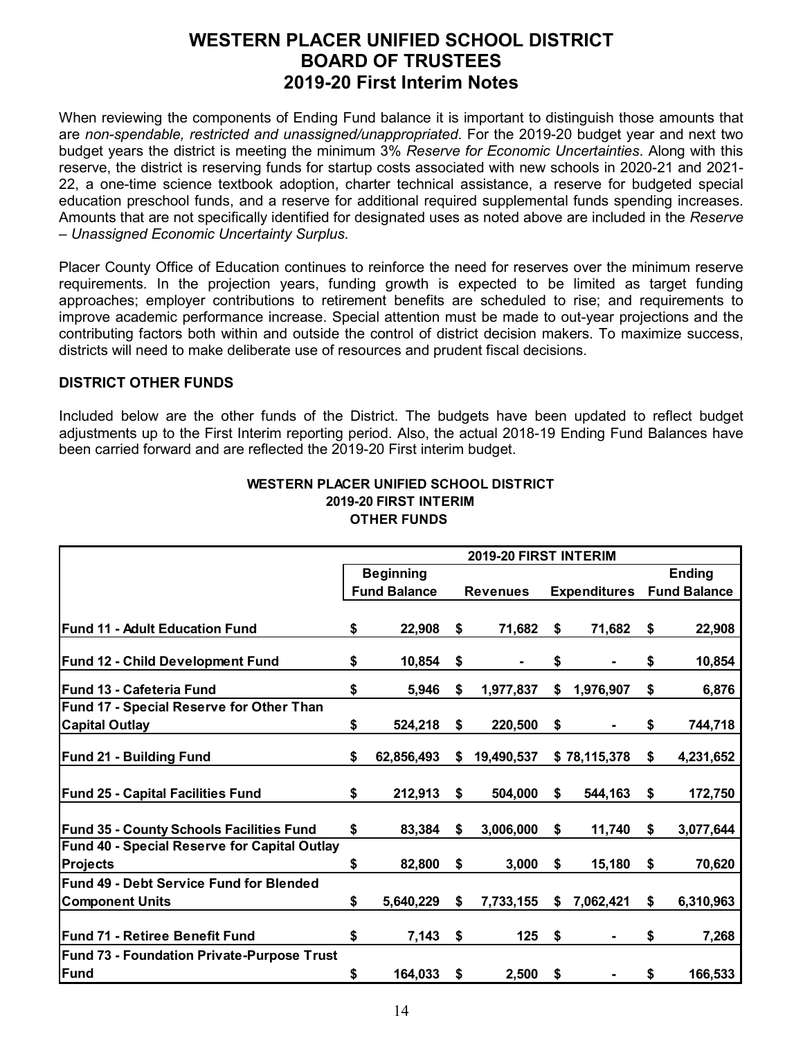# WESTERN PLACER UNIFIED SCHOOL DISTRICT
# BOARD OF TRUSTEES
# 2019-20 First Interim Notes

When reviewing the components of Ending Fund balance it is important to distinguish those amounts that are *non-spendable, restricted and unassigned/unappropriated*. For the 2019-20 budget year and next two budget years the district is meeting the minimum 3% *Reserve for Economic Uncertainties*. Along with this reserve, the district is reserving funds for startup costs associated with new schools in 2020-21 and 2021-22, a one-time science textbook adoption, charter technical assistance, a reserve for budgeted special education preschool funds, and a reserve for additional required supplemental funds spending increases. Amounts that are not specifically identified for designated uses as noted above are included in the *Reserve – Unassigned Economic Uncertainty Surplus*.

Placer County Office of Education continues to reinforce the need for reserves over the minimum reserve requirements. In the projection years, funding growth is expected to be limited as target funding approaches; employer contributions to retirement benefits are scheduled to rise; and requirements to improve academic performance increase. Special attention must be made to out-year projections and the contributing factors both within and outside the control of district decision makers. To maximize success, districts will need to make deliberate use of resources and prudent fiscal decisions.

### DISTRICT OTHER FUNDS

Included below are the other funds of the District. The budgets have been updated to reflect budget adjustments up to the First Interim reporting period. Also, the actual 2018-19 Ending Fund Balances have been carried forward and are reflected the 2019-20 First interim budget.

**WESTERN PLACER UNIFIED SCHOOL DISTRICT**
**2019-20 FIRST INTERIM**
**OTHER FUNDS**

| | 2019-20 FIRST INTERIM | | | |
|---|---|---|---|---|
| | Beginning Fund Balance | Revenues | Expenditures | Ending Fund Balance |
| **Fund 11 - Adult Education Fund** | $ 22,908 | $ 71,682 | $ 71,682 | $ 22,908 |
| **Fund 12 - Child Development Fund** | $ 10,854 | $ - | $ - | $ 10,854 |
| **Fund 13 - Cafeteria Fund** | $ 5,946 | $ 1,977,837 | $ 1,976,907 | $ 6,876 |
| **Fund 17 - Special Reserve for Other Than Capital Outlay** | $ 524,218 | $ 220,500 | $ - | $ 744,718 |
| **Fund 21 - Building Fund** | $ 62,856,493 | $ 19,490,537 | $ 78,115,378 | $ 4,231,652 |
| **Fund 25 - Capital Facilities Fund** | $ 212,913 | $ 504,000 | $ 544,163 | $ 172,750 |
| **Fund 35 - County Schools Facilities Fund** | $ 83,384 | $ 3,006,000 | $ 11,740 | $ 3,077,644 |
| **Fund 40 - Special Reserve for Capital Outlay Projects** | $ 82,800 | $ 3,000 | $ 15,180 | $ 70,620 |
| **Fund 49 - Debt Service Fund for Blended Component Units** | $ 5,640,229 | $ 7,733,155 | $ 7,062,421 | $ 6,310,963 |
| **Fund 71 - Retiree Benefit Fund** | $ 7,143 | $ 125 | $ - | $ 7,268 |
| **Fund 73 - Foundation Private-Purpose Trust Fund** | $ 164,033 | $ 2,500 | $ - | $ 166,533 |